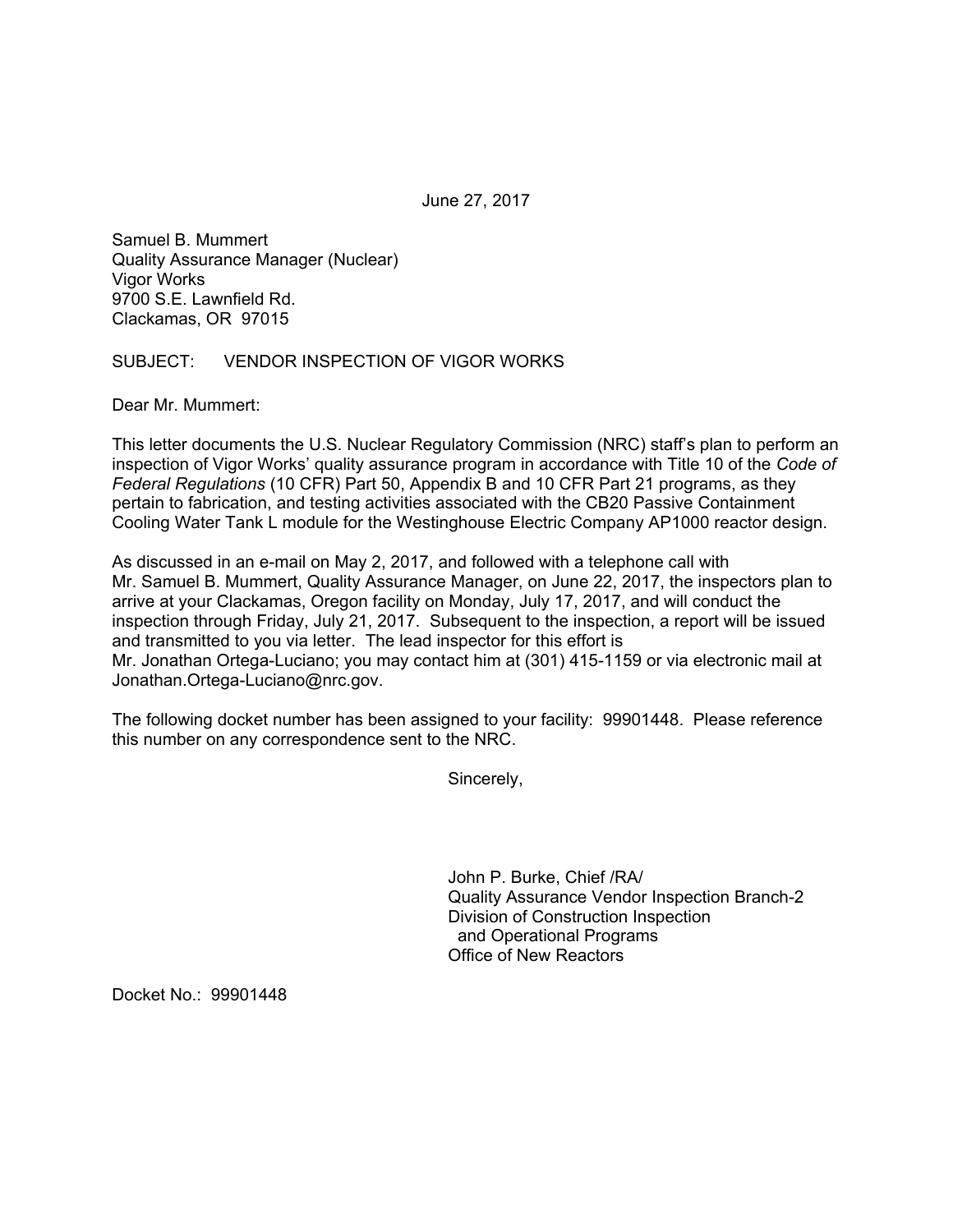June 27, 2017

Samuel B. Mummert  
Quality Assurance Manager (Nuclear)  
Vigor Works  
9700 S.E. Lawnfield Rd.  
Clackamas, OR 97015

SUBJECT: VENDOR INSPECTION OF VIGOR WORKS

Dear Mr. Mummert:

This letter documents the U.S. Nuclear Regulatory Commission (NRC) staff's plan to perform an inspection of Vigor Works' quality assurance program in accordance with Title 10 of the *Code of Federal Regulations* (10 CFR) Part 50, Appendix B and 10 CFR Part 21 programs, as they pertain to fabrication, and testing activities associated with the CB20 Passive Containment Cooling Water Tank L module for the Westinghouse Electric Company AP1000 reactor design.

As discussed in an e-mail on May 2, 2017, and followed with a telephone call with Mr. Samuel B. Mummert, Quality Assurance Manager, on June 22, 2017, the inspectors plan to arrive at your Clackamas, Oregon facility on Monday, July 17, 2017, and will conduct the inspection through Friday, July 21, 2017. Subsequent to the inspection, a report will be issued and transmitted to you via letter. The lead inspector for this effort is Mr. Jonathan Ortega-Luciano; you may contact him at (301) 415-1159 or via electronic mail at Jonathan.Ortega-Luciano@nrc.gov.

The following docket number has been assigned to your facility: 99901448. Please reference this number on any correspondence sent to the NRC.

Sincerely,

John P. Burke, Chief /RA/  
Quality Assurance Vendor Inspection Branch-2  
Division of Construction Inspection  
and Operational Programs  
Office of New Reactors

Docket No.: 99901448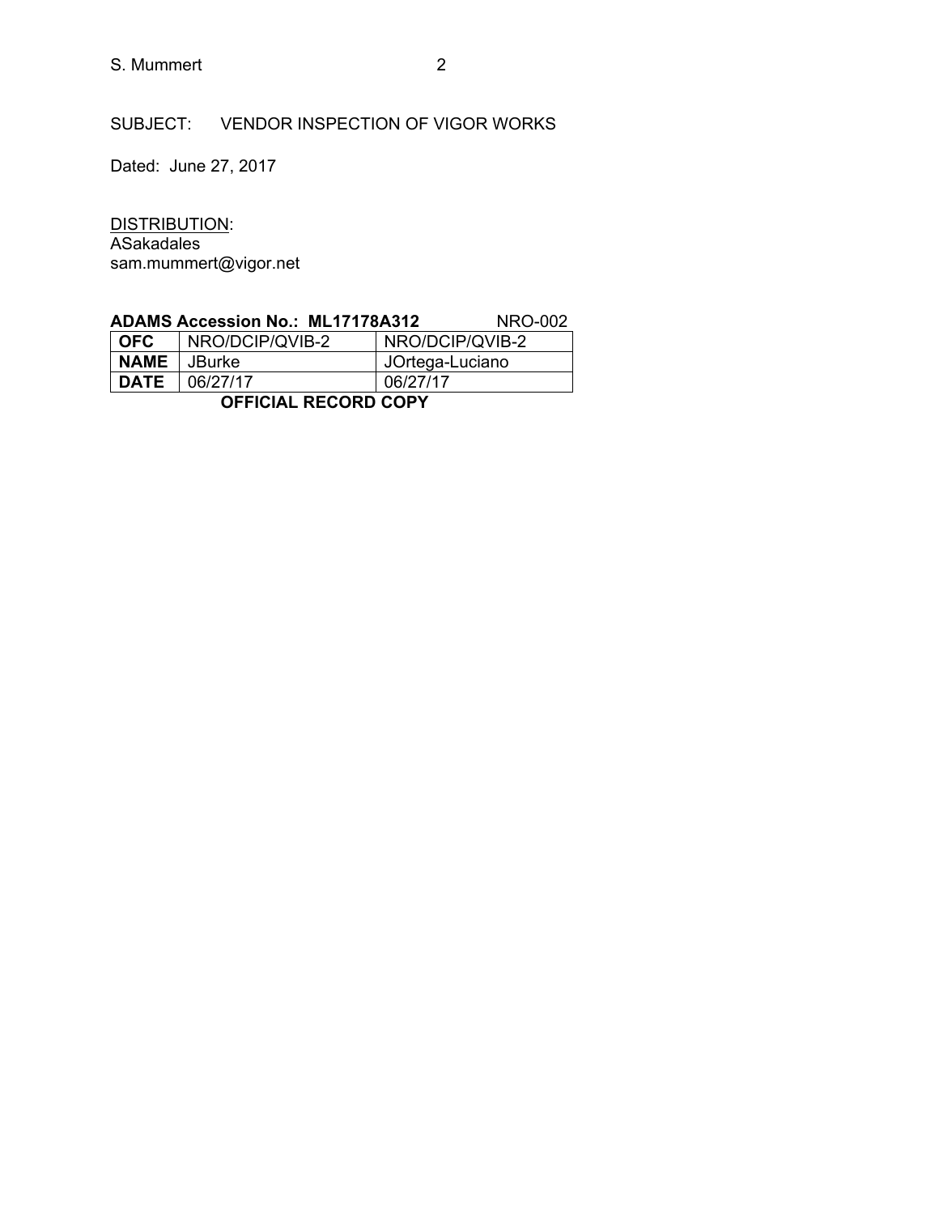SUBJECT: VENDOR INSPECTION OF VIGOR WORKS

Dated: June 27, 2017

DISTRIBUTION:
ASakadales
sam.mummert@vigor.net

**ADAMS Accession No.: ML17178A312** NRO-002

| **OFC** | NRO/DCIP/QVIB-2 | NRO/DCIP/QVIB-2 |
|---|---|---|
| **NAME** | JBurke | JOrtega-Luciano |
| **DATE** | 06/27/17 | 06/27/17 |

**OFFICIAL RECORD COPY**